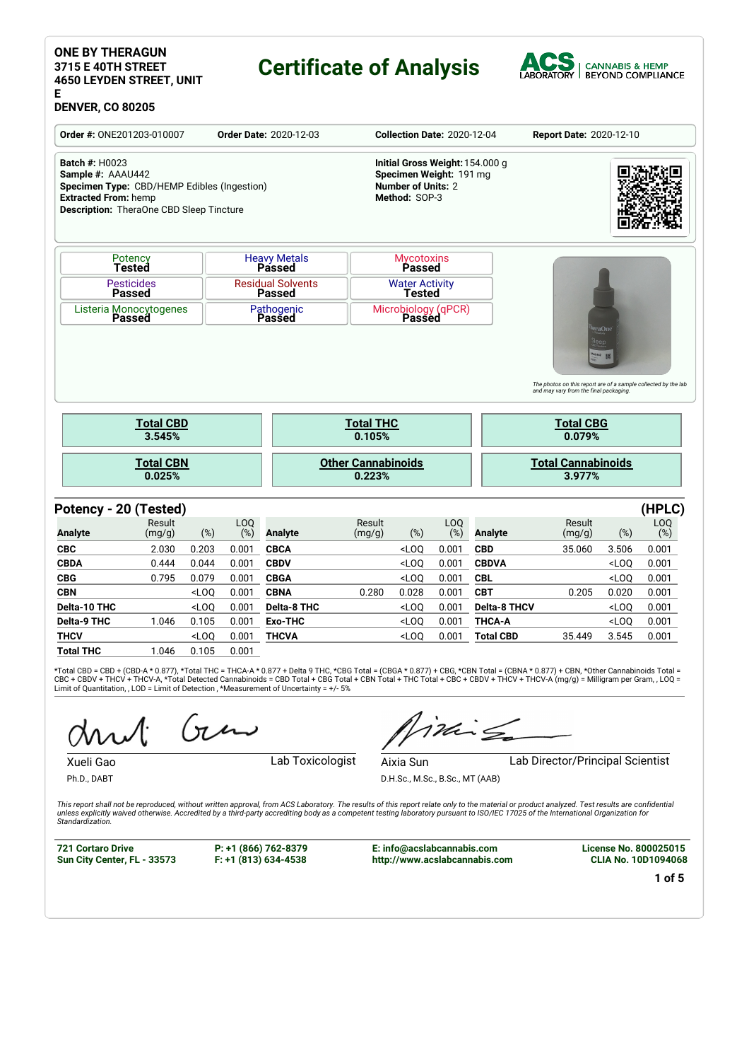**ONE BY THERAGUN**
**3715 E 40TH STREET**
**4650 LEYDEN STREET, UNIT E**
**DENVER, CO 80205**

# Certificate of Analysis

ACS LABORATORY | CANNABIS & HEMP BEYOND COMPLIANCE

**Order #:** ONE201203-010007 **Order Date:** 2020-12-03 **Collection Date:** 2020-12-04 **Report Date:** 2020-12-10

**Batch #:** H0023
**Sample #:** AAAU442
**Specimen Type:** CBD/HEMP Edibles (Ingestion)
**Extracted From:** hemp
**Description:** TheraOne CBD Sleep Tincture

**Initial Gross Weight:** 154.000 g
**Specimen Weight:** 191 mg
**Number of Units:** 2
**Method:** SOP-3

| Potency **Tested** | Heavy Metals **Passed** | Mycotoxins **Passed** |
|---|---|---|
| Pesticides **Passed** | Residual Solvents **Passed** | Water Activity **Tested** |
| Listeria Monocytogenes **Passed** | Pathogenic **Passed** | Microbiology (qPCR) **Passed** |

*The photos on this report are of a sample collected by the lab and may vary from the final packaging.*

| Total CBD | Total THC | Total CBG |
|---|---|---|
| 3.545% | 0.105% | 0.079% |

| Total CBN | Other Cannabinoids | Total Cannabinoids |
|---|---|---|
| 0.025% | 0.223% | 3.977% |

## Potency - 20 (Tested) (HPLC)

| Analyte | Result (mg/g) | (%) | LOQ (%) | Analyte | Result (mg/g) | (%) | LOQ (%) | Analyte | Result (mg/g) | (%) | LOQ (%) |
|---|---|---|---|---|---|---|---|---|---|---|---|
| **CBC** | 2.030 | 0.203 | 0.001 | **CBCA** | | <LOQ | 0.001 | **CBD** | 35.060 | 3.506 | 0.001 |
| **CBDA** | 0.444 | 0.044 | 0.001 | **CBDV** | | <LOQ | 0.001 | **CBDVA** | | <LOQ | 0.001 |
| **CBG** | 0.795 | 0.079 | 0.001 | **CBGA** | | <LOQ | 0.001 | **CBL** | | <LOQ | 0.001 |
| **CBN** | | <LOQ | 0.001 | **CBNA** | 0.280 | 0.028 | 0.001 | **CBT** | 0.205 | 0.020 | 0.001 |
| **Delta-10 THC** | | <LOQ | 0.001 | **Delta-8 THC** | | <LOQ | 0.001 | **Delta-8 THCV** | | <LOQ | 0.001 |
| **Delta-9 THC** | 1.046 | 0.105 | 0.001 | **Exo-THC** | | <LOQ | 0.001 | **THCA-A** | | <LOQ | 0.001 |
| **THCV** | | <LOQ | 0.001 | **THCVA** | | <LOQ | 0.001 | **Total CBD** | 35.449 | 3.545 | 0.001 |
| **Total THC** | 1.046 | 0.105 | 0.001 | | | | | | | | |

*Total CBD = CBD + (CBD-A * 0.877), *Total THC = THCA-A * 0.877 + Delta 9 THC, *CBG Total = (CBGA * 0.877) + CBG, *CBN Total = (CBNA * 0.877) + CBN, *Other Cannabinoids Total = CBC + CBDV + THCV + THCV-A, *Total Detected Cannabinoids = CBD Total + CBG Total + CBN Total + THC Total + CBC + CBDV + THCV + THCV-A (mg/g) = Milligram per Gram, , LOQ = Limit of Quantitation, , LOD = Limit of Detection , *Measurement of Uncertainty = +/- 5%

Xueli Gao, Ph.D., DABT — Lab Toxicologist

Aixia Sun, D.H.Sc., M.Sc., B.Sc., MT (AAB) — Lab Director/Principal Scientist

*This report shall not be reproduced, without written approval, from ACS Laboratory. The results of this report relate only to the material or product analyzed. Test results are confidential unless explicitly waived otherwise. Accredited by a third-party accrediting body as a competent testing laboratory pursuant to ISO/IEC 17025 of the International Organization for Standardization.*

**721 Cortaro Drive**
**Sun City Center, FL - 33573**

**P: +1 (866) 762-8379**
**F: +1 (813) 634-4538**

**E: info@acslabcannabis.com**
**http://www.acslabcannabis.com**

**License No. 800025015**
**CLIA No. 10D1094068**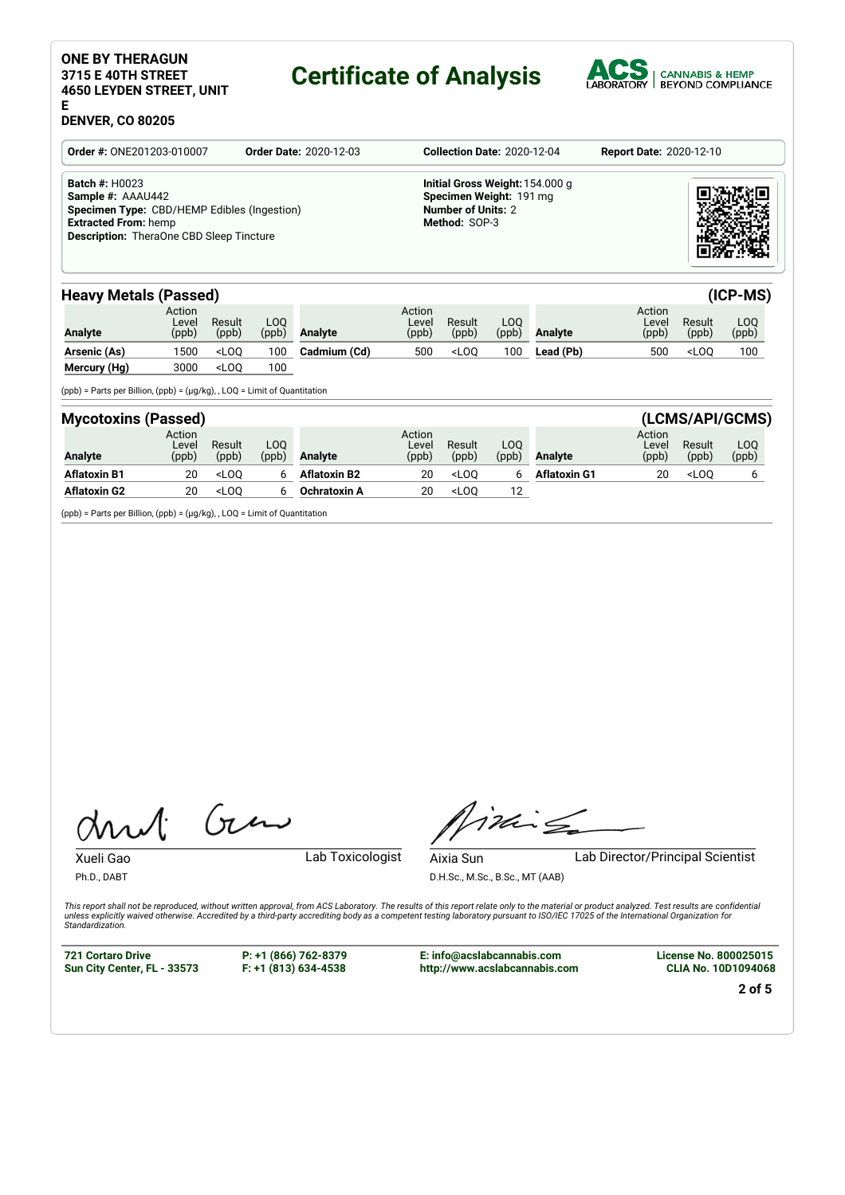**ONE BY THERAGUN**
**3715 E 40TH STREET**
**4650 LEYDEN STREET, UNIT E**
**DENVER, CO 80205**

# Certificate of Analysis

ACS LABORATORY | CANNABIS & HEMP BEYOND COMPLIANCE

**Order #:** ONE201203-010007 **Order Date:** 2020-12-03 **Collection Date:** 2020-12-04 **Report Date:** 2020-12-10

**Batch #:** H0023
**Sample #:** AAAU442
**Specimen Type:** CBD/HEMP Edibles (Ingestion)
**Extracted From:** hemp
**Description:** TheraOne CBD Sleep Tincture

**Initial Gross Weight:** 154.000 g
**Specimen Weight:** 191 mg
**Number of Units:** 2
**Method:** SOP-3

## Heavy Metals (Passed) (ICP-MS)

| Analyte | Action Level (ppb) | Result (ppb) | LOQ (ppb) | Analyte | Action Level (ppb) | Result (ppb) | LOQ (ppb) | Analyte | Action Level (ppb) | Result (ppb) | LOQ (ppb) |
|---|---|---|---|---|---|---|---|---|---|---|---|
| **Arsenic (As)** | 1500 | <LOQ | 100 | **Cadmium (Cd)** | 500 | <LOQ | 100 | **Lead (Pb)** | 500 | <LOQ | 100 |
| **Mercury (Hg)** | 3000 | <LOQ | 100 | | | | | | | | |

(ppb) = Parts per Billion, (ppb) = (µg/kg), , LOQ = Limit of Quantitation

## Mycotoxins (Passed) (LCMS/API/GCMS)

| Analyte | Action Level (ppb) | Result (ppb) | LOQ (ppb) | Analyte | Action Level (ppb) | Result (ppb) | LOQ (ppb) | Analyte | Action Level (ppb) | Result (ppb) | LOQ (ppb) |
|---|---|---|---|---|---|---|---|---|---|---|---|
| **Aflatoxin B1** | 20 | <LOQ | 6 | **Aflatoxin B2** | 20 | <LOQ | 6 | **Aflatoxin G1** | 20 | <LOQ | 6 |
| **Aflatoxin G2** | 20 | <LOQ | 6 | **Ochratoxin A** | 20 | <LOQ | 12 | | | | |

(ppb) = Parts per Billion, (ppb) = (µg/kg), , LOQ = Limit of Quantitation

Xueli Gao — Lab Toxicologist
Ph.D., DABT

Aixia Sun — Lab Director/Principal Scientist
D.H.Sc., M.Sc., B.Sc., MT (AAB)

*This report shall not be reproduced, without written approval, from ACS Laboratory. The results of this report relate only to the material or product analyzed. Test results are confidential unless explicitly waived otherwise. Accredited by a third-party accrediting body as a competent testing laboratory pursuant to ISO/IEC 17025 of the International Organization for Standardization.*

**721 Cortaro Drive**
**Sun City Center, FL - 33573**

**P: +1 (866) 762-8379**
**F: +1 (813) 634-4538**

**E: info@acslabcannabis.com**
**http://www.acslabcannabis.com**

**License No. 800025015**
**CLIA No. 10D1094068**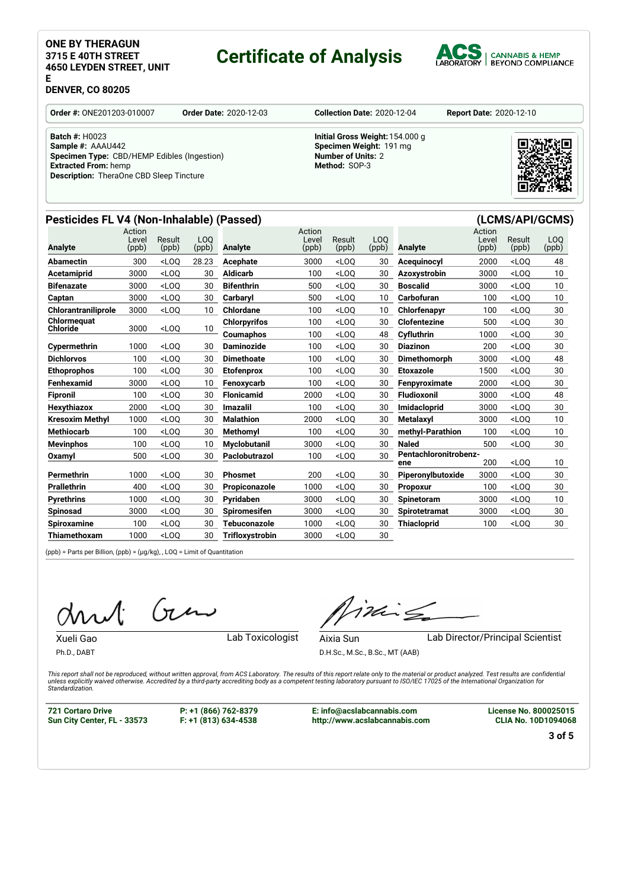**ONE BY THERAGUN**
**3715 E 40TH STREET**
**4650 LEYDEN STREET, UNIT E**
**DENVER, CO 80205**

# Certificate of Analysis

ACS LABORATORY | CANNABIS & HEMP BEYOND COMPLIANCE

**Order #:** ONE201203-010007 **Order Date:** 2020-12-03 **Collection Date:** 2020-12-04 **Report Date:** 2020-12-10

**Batch #:** H0023
**Sample #:** AAAU442
**Specimen Type:** CBD/HEMP Edibles (Ingestion)
**Extracted From:** hemp
**Description:** TheraOne CBD Sleep Tincture

**Initial Gross Weight:** 154.000 g
**Specimen Weight:** 191 mg
**Number of Units:** 2
**Method:** SOP-3

## Pesticides FL V4 (Non-Inhalable) (Passed) (LCMS/API/GCMS)

| Analyte | Action Level (ppb) | Result (ppb) | LOQ (ppb) | Analyte | Action Level (ppb) | Result (ppb) | LOQ (ppb) | Analyte | Action Level (ppb) | Result (ppb) | LOQ (ppb) |
|---|---|---|---|---|---|---|---|---|---|---|---|
| **Abamectin** | 300 | <LOQ | 28.23 | **Acephate** | 3000 | <LOQ | 30 | **Acequinocyl** | 2000 | <LOQ | 48 |
| **Acetamiprid** | 3000 | <LOQ | 30 | **Aldicarb** | 100 | <LOQ | 30 | **Azoxystrobin** | 3000 | <LOQ | 10 |
| **Bifenazate** | 3000 | <LOQ | 30 | **Bifenthrin** | 500 | <LOQ | 30 | **Boscalid** | 3000 | <LOQ | 10 |
| **Captan** | 3000 | <LOQ | 30 | **Carbaryl** | 500 | <LOQ | 10 | **Carbofuran** | 100 | <LOQ | 10 |
| **Chlorantraniliprole** | 3000 | <LOQ | 10 | **Chlordane** | 100 | <LOQ | 10 | **Chlorfenapyr** | 100 | <LOQ | 30 |
| **Chlormequat Chloride** | 3000 | <LOQ | 10 | **Chlorpyrifos** | 100 | <LOQ | 30 | **Clofentezine** | 500 | <LOQ | 30 |
| | | | | **Coumaphos** | 100 | <LOQ | 48 | **Cyfluthrin** | 1000 | <LOQ | 30 |
| **Cypermethrin** | 1000 | <LOQ | 30 | **Daminozide** | 100 | <LOQ | 30 | **Diazinon** | 200 | <LOQ | 30 |
| **Dichlorvos** | 100 | <LOQ | 30 | **Dimethoate** | 100 | <LOQ | 30 | **Dimethomorph** | 3000 | <LOQ | 48 |
| **Ethoprophos** | 100 | <LOQ | 30 | **Etofenprox** | 100 | <LOQ | 30 | **Etoxazole** | 1500 | <LOQ | 30 |
| **Fenhexamid** | 3000 | <LOQ | 10 | **Fenoxycarb** | 100 | <LOQ | 30 | **Fenpyroximate** | 2000 | <LOQ | 30 |
| **Fipronil** | 100 | <LOQ | 30 | **Flonicamid** | 2000 | <LOQ | 30 | **Fludioxonil** | 3000 | <LOQ | 48 |
| **Hexythiazox** | 2000 | <LOQ | 30 | **Imazalil** | 100 | <LOQ | 30 | **Imidacloprid** | 3000 | <LOQ | 30 |
| **Kresoxim Methyl** | 1000 | <LOQ | 30 | **Malathion** | 2000 | <LOQ | 30 | **Metalaxyl** | 3000 | <LOQ | 10 |
| **Methiocarb** | 100 | <LOQ | 30 | **Methomyl** | 100 | <LOQ | 30 | **methyl-Parathion** | 100 | <LOQ | 10 |
| **Mevinphos** | 100 | <LOQ | 10 | **Myclobutanil** | 3000 | <LOQ | 30 | **Naled** | 500 | <LOQ | 30 |
| **Oxamyl** | 500 | <LOQ | 30 | **Paclobutrazol** | 100 | <LOQ | 30 | **Pentachloronitrobenzene** | 200 | <LOQ | 10 |
| **Permethrin** | 1000 | <LOQ | 30 | **Phosmet** | 200 | <LOQ | 30 | **Piperonylbutoxide** | 3000 | <LOQ | 30 |
| **Prallethrin** | 400 | <LOQ | 30 | **Propiconazole** | 1000 | <LOQ | 30 | **Propoxur** | 100 | <LOQ | 30 |
| **Pyrethrins** | 1000 | <LOQ | 30 | **Pyridaben** | 3000 | <LOQ | 30 | **Spinetoram** | 3000 | <LOQ | 10 |
| **Spinosad** | 3000 | <LOQ | 30 | **Spiromesifen** | 3000 | <LOQ | 30 | **Spirotetramat** | 3000 | <LOQ | 30 |
| **Spiroxamine** | 100 | <LOQ | 30 | **Tebuconazole** | 1000 | <LOQ | 30 | **Thiacloprid** | 100 | <LOQ | 30 |
| **Thiamethoxam** | 1000 | <LOQ | 30 | **Trifloxystrobin** | 3000 | <LOQ | 30 | | | | |

(ppb) = Parts per Billion, (ppb) = (µg/kg), , LOQ = Limit of Quantitation

Xueli Gao — Lab Toxicologist
Ph.D., DABT

Aixia Sun — Lab Director/Principal Scientist
D.H.Sc., M.Sc., B.Sc., MT (AAB)

*This report shall not be reproduced, without written approval, from ACS Laboratory. The results of this report relate only to the material or product analyzed. Test results are confidential unless explicitly waived otherwise. Accredited by a third-party accrediting body as a competent testing laboratory pursuant to ISO/IEC 17025 of the International Organization for Standardization.*

**721 Cortaro Drive**
**Sun City Center, FL - 33573**

**P: +1 (866) 762-8379**
**F: +1 (813) 634-4538**

**E: info@acslabcannabis.com**
**http://www.acslabcannabis.com**

**License No. 800025015**
**CLIA No. 10D1094068**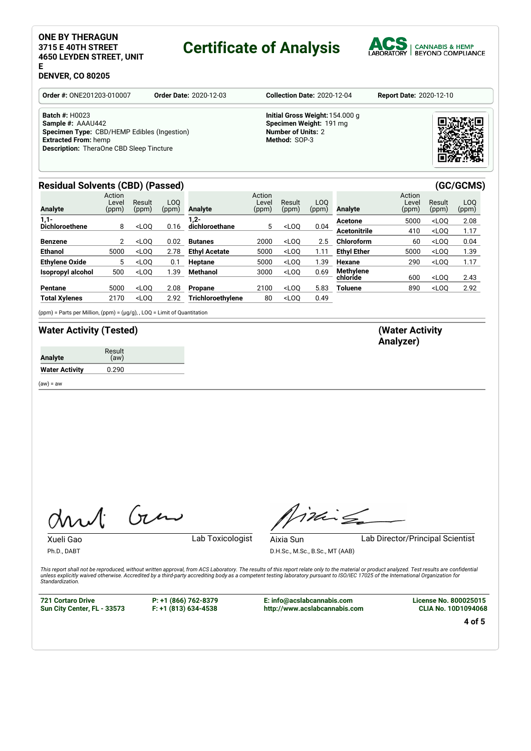**ONE BY THERAGUN**
**3715 E 40TH STREET**
**4650 LEYDEN STREET, UNIT E**
**DENVER, CO 80205**

# Certificate of Analysis

**ACS LABORATORY** | CANNABIS & HEMP BEYOND COMPLIANCE

**Order #:** ONE201203-010007 **Order Date:** 2020-12-03 **Collection Date:** 2020-12-04 **Report Date:** 2020-12-10

**Batch #:** H0023
**Sample #:** AAAU442
**Specimen Type:** CBD/HEMP Edibles (Ingestion)
**Extracted From:** hemp
**Description:** TheraOne CBD Sleep Tincture

**Initial Gross Weight:** 154.000 g
**Specimen Weight:** 191 mg
**Number of Units:** 2
**Method:** SOP-3

## Residual Solvents (CBD) (Passed) (GC/GCMS)

| Analyte | Action Level (ppm) | Result (ppm) | LOQ (ppm) | Analyte | Action Level (ppm) | Result (ppm) | LOQ (ppm) | Analyte | Action Level (ppm) | Result (ppm) | LOQ (ppm) |
|---|---|---|---|---|---|---|---|---|---|---|---|
| **1,1-Dichloroethene** | 8 | <LOQ | 0.16 | **1,2-dichloroethane** | 5 | <LOQ | 0.04 | **Acetone** | 5000 | <LOQ | 2.08 |
| | | | | | | | | **Acetonitrile** | 410 | <LOQ | 1.17 |
| **Benzene** | 2 | <LOQ | 0.02 | **Butanes** | 2000 | <LOQ | 2.5 | **Chloroform** | 60 | <LOQ | 0.04 |
| **Ethanol** | 5000 | <LOQ | 2.78 | **Ethyl Acetate** | 5000 | <LOQ | 1.11 | **Ethyl Ether** | 5000 | <LOQ | 1.39 |
| **Ethylene Oxide** | 5 | <LOQ | 0.1 | **Heptane** | 5000 | <LOQ | 1.39 | **Hexane** | 290 | <LOQ | 1.17 |
| **Isopropyl alcohol** | 500 | <LOQ | 1.39 | **Methanol** | 3000 | <LOQ | 0.69 | **Methylene chloride** | 600 | <LOQ | 2.43 |
| **Pentane** | 5000 | <LOQ | 2.08 | **Propane** | 2100 | <LOQ | 5.83 | **Toluene** | 890 | <LOQ | 2.92 |
| **Total Xylenes** | 2170 | <LOQ | 2.92 | **Trichloroethylene** | 80 | <LOQ | 0.49 | | | | |

(ppm) = Parts per Million, (ppm) = (µg/g), , LOQ = Limit of Quantitation

## Water Activity (Tested) (Water Activity Analyzer)

| Analyte | Result (aw) |
|---|---|
| **Water Activity** | 0.290 |

(aw) = aw

Xueli Gao — Lab Toxicologist
Ph.D., DABT

Aixia Sun — Lab Director/Principal Scientist
D.H.Sc., M.Sc., B.Sc., MT (AAB)

*This report shall not be reproduced, without written approval, from ACS Laboratory. The results of this report relate only to the material or product analyzed. Test results are confidential unless explicitly waived otherwise. Accredited by a third-party accrediting body as a competent testing laboratory pursuant to ISO/IEC 17025 of the International Organization for Standardization.*

**721 Cortaro Drive**
**Sun City Center, FL - 33573**

**P: +1 (866) 762-8379**
**F: +1 (813) 634-4538**

**E: info@acslabcannabis.com**
**http://www.acslabcannabis.com**

**License No. 800025015**
**CLIA No. 10D1094068**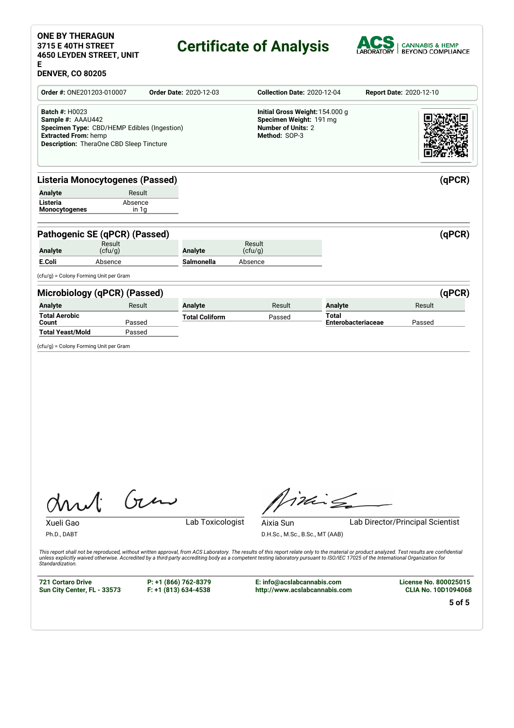**ONE BY THERAGUN**
**3715 E 40TH STREET**
**4650 LEYDEN STREET, UNIT E**
**DENVER, CO 80205**

# Certificate of Analysis

ACS LABORATORY | CANNABIS & HEMP BEYOND COMPLIANCE

**Order #:** ONE201203-010007 **Order Date:** 2020-12-03 **Collection Date:** 2020-12-04 **Report Date:** 2020-12-10

**Batch #:** H0023
**Sample #:** AAAU442
**Specimen Type:** CBD/HEMP Edibles (Ingestion)
**Extracted From:** hemp
**Description:** TheraOne CBD Sleep Tincture

**Initial Gross Weight:** 154.000 g
**Specimen Weight:** 191 mg
**Number of Units:** 2
**Method:** SOP-3

## Listeria Monocytogenes (Passed) (qPCR)

| Analyte | Result |
|---|---|
| Listeria Monocytogenes | Absence in 1g |

## Pathogenic SE (qPCR) (Passed) (qPCR)

| Analyte | Result (cfu/g) | Analyte | Result (cfu/g) |
|---|---|---|---|
| E.Coli | Absence | Salmonella | Absence |

(cfu/g) = Colony Forming Unit per Gram

## Microbiology (qPCR) (Passed) (qPCR)

| Analyte | Result | Analyte | Result | Analyte | Result |
|---|---|---|---|---|---|
| Total Aerobic Count | Passed | Total Coliform | Passed | Total Enterobacteriaceae | Passed |
| Total Yeast/Mold | Passed | | | | |

(cfu/g) = Colony Forming Unit per Gram

Xueli Gao — Lab Toxicologist
Ph.D., DABT

Aixia Sun — Lab Director/Principal Scientist
D.H.Sc., M.Sc., B.Sc., MT (AAB)

*This report shall not be reproduced, without written approval, from ACS Laboratory. The results of this report relate only to the material or product analyzed. Test results are confidential unless explicitly waived otherwise. Accredited by a third-party accrediting body as a competent testing laboratory pursuant to ISO/IEC 17025 of the International Organization for Standardization.*

**721 Cortaro Drive**
**Sun City Center, FL - 33573**

**P: +1 (866) 762-8379**
**F: +1 (813) 634-4538**

**E: info@acslabcannabis.com**
**http://www.acslabcannabis.com**

**License No. 800025015**
**CLIA No. 10D1094068**